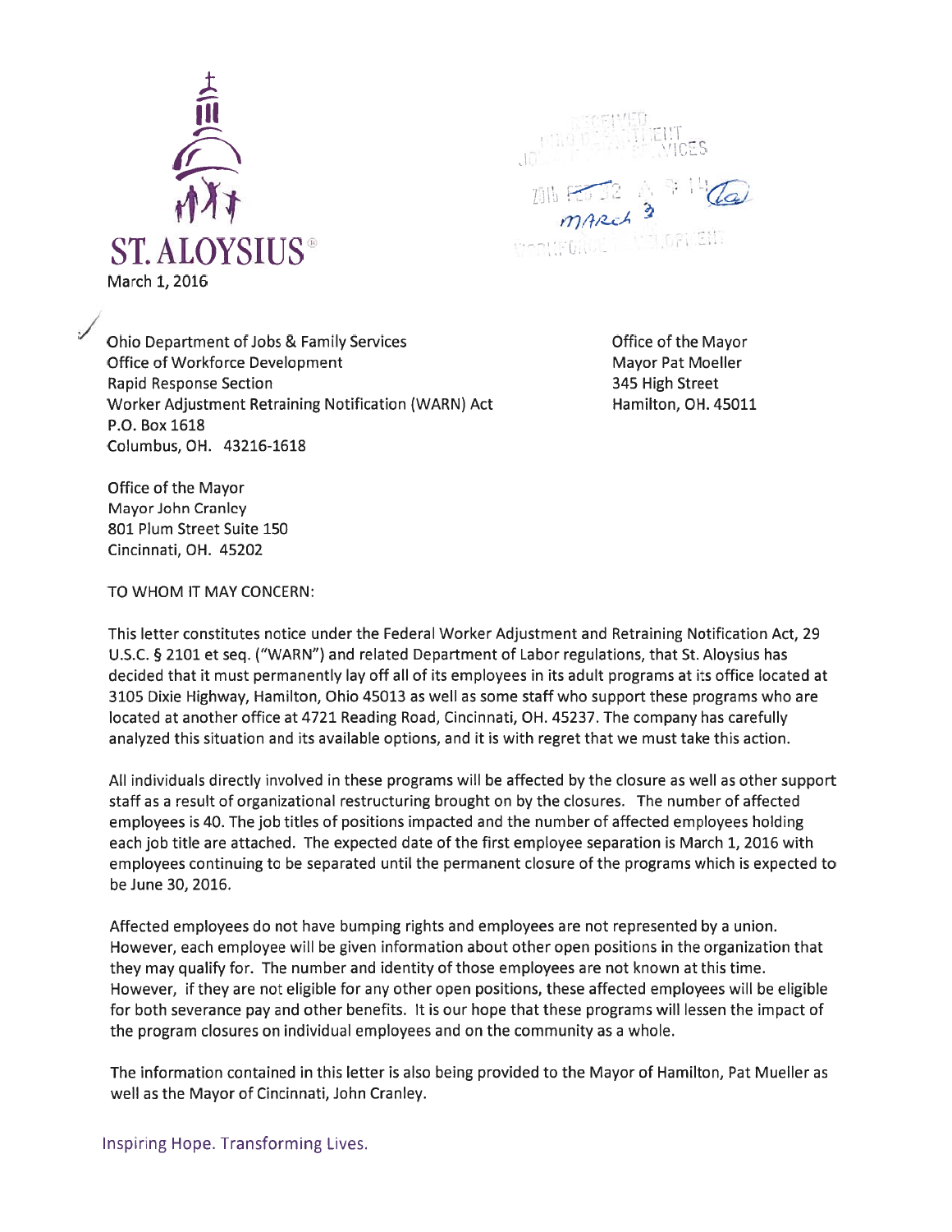**ST. ALOYSIUS**®

March 1, 2016

RECEIVED
OHIO DEPARTMENT
JOB AND FAMILY SERVICES
2016 FEB 22 A 9:14
March 3
WORKFORCE DEVELOPMENT

Ohio Department of Jobs & Family Services
Office of Workforce Development
Rapid Response Section
Worker Adjustment Retraining Notification (WARN) Act
P.O. Box 1618
Columbus, OH. 43216-1618

Office of the Mayor
Mayor Pat Moeller
345 High Street
Hamilton, OH. 45011

Office of the Mayor
Mayor John Cranley
801 Plum Street Suite 150
Cincinnati, OH. 45202

TO WHOM IT MAY CONCERN:

This letter constitutes notice under the Federal Worker Adjustment and Retraining Notification Act, 29 U.S.C. § 2101 et seq. ("WARN") and related Department of Labor regulations, that St. Aloysius has decided that it must permanently lay off all of its employees in its adult programs at its office located at 3105 Dixie Highway, Hamilton, Ohio 45013 as well as some staff who support these programs who are located at another office at 4721 Reading Road, Cincinnati, OH. 45237. The company has carefully analyzed this situation and its available options, and it is with regret that we must take this action.

All individuals directly involved in these programs will be affected by the closure as well as other support staff as a result of organizational restructuring brought on by the closures. The number of affected employees is 40. The job titles of positions impacted and the number of affected employees holding each job title are attached. The expected date of the first employee separation is March 1, 2016 with employees continuing to be separated until the permanent closure of the programs which is expected to be June 30, 2016.

Affected employees do not have bumping rights and employees are not represented by a union. However, each employee will be given information about other open positions in the organization that they may qualify for. The number and identity of those employees are not known at this time. However, if they are not eligible for any other open positions, these affected employees will be eligible for both severance pay and other benefits. It is our hope that these programs will lessen the impact of the program closures on individual employees and on the community as a whole.

The information contained in this letter is also being provided to the Mayor of Hamilton, Pat Mueller as well as the Mayor of Cincinnati, John Cranley.

Inspiring Hope. Transforming Lives.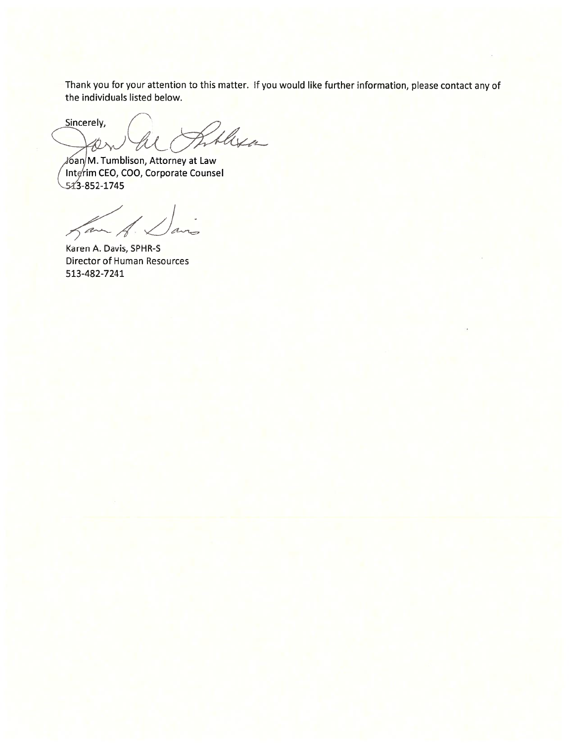Thank you for your attention to this matter. If you would like further information, please contact any of the individuals listed below.

Sincerely,

Joan M. Tumblison, Attorney at Law
Interim CEO, COO, Corporate Counsel
513-852-1745

Karen A. Davis, SPHR-S
Director of Human Resources
513-482-7241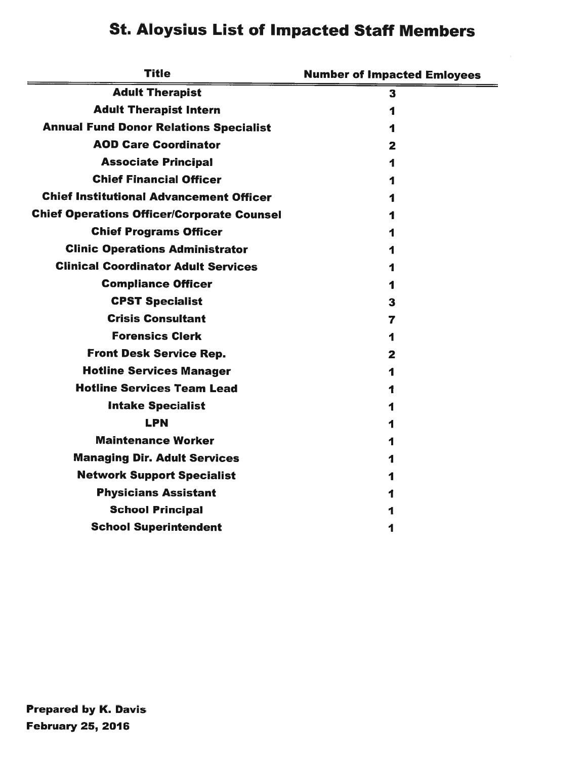# St. Aloysius List of Impacted Staff Members

| Title | Number of Impacted Emloyees |
|---|---|
| Adult Therapist | 3 |
| Adult Therapist Intern | 1 |
| Annual Fund Donor Relations Specialist | 1 |
| AOD Care Coordinator | 2 |
| Associate Principal | 1 |
| Chief Financial Officer | 1 |
| Chief Institutional Advancement Officer | 1 |
| Chief Operations Officer/Corporate Counsel | 1 |
| Chief Programs Officer | 1 |
| Clinic Operations Administrator | 1 |
| Clinical Coordinator Adult Services | 1 |
| Compliance Officer | 1 |
| CPST Specialist | 3 |
| Crisis Consultant | 7 |
| Forensics Clerk | 1 |
| Front Desk Service Rep. | 2 |
| Hotline Services Manager | 1 |
| Hotline Services Team Lead | 1 |
| Intake Specialist | 1 |
| LPN | 1 |
| Maintenance Worker | 1 |
| Managing Dir. Adult Services | 1 |
| Network Support Specialist | 1 |
| Physicians Assistant | 1 |
| School Principal | 1 |
| School Superintendent | 1 |

**Prepared by K. Davis**
**February 25, 2016**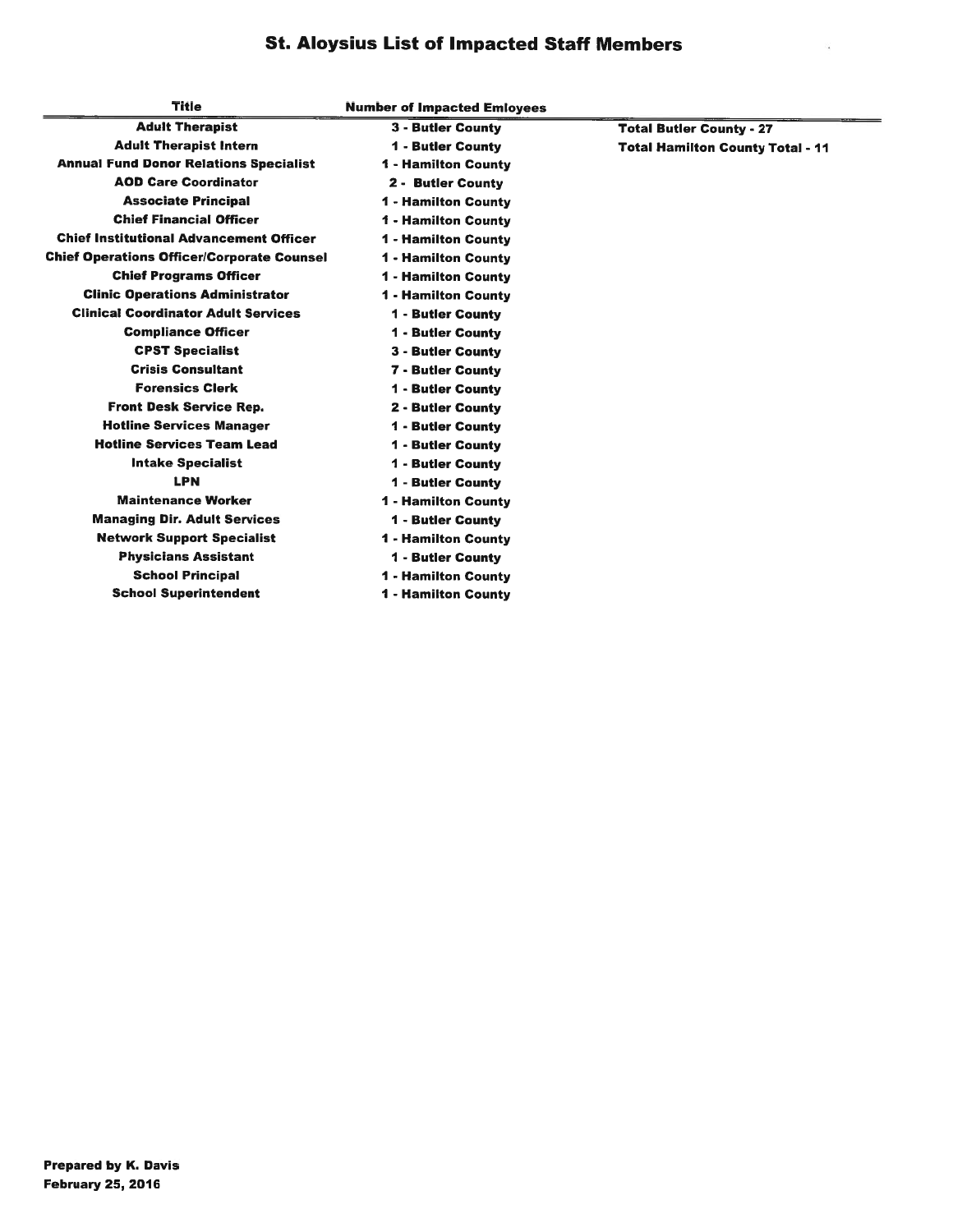# St. Aloysius List of Impacted Staff Members

| Title | Number of Impacted Emloyees | |
|---|---|---|
| Adult Therapist | 3 - Butler County | Total Butler County - 27 |
| Adult Therapist Intern | 1 - Butler County | Total Hamilton County Total - 11 |
| Annual Fund Donor Relations Specialist | 1 - Hamilton County | |
| AOD Care Coordinator | 2 - Butler County | |
| Associate Principal | 1 - Hamilton County | |
| Chief Financial Officer | 1 - Hamilton County | |
| Chief Institutional Advancement Officer | 1 - Hamilton County | |
| Chief Operations Officer/Corporate Counsel | 1 - Hamilton County | |
| Chief Programs Officer | 1 - Hamilton County | |
| Clinic Operations Administrator | 1 - Hamilton County | |
| Clinical Coordinator Adult Services | 1 - Butler County | |
| Compliance Officer | 1 - Butler County | |
| CPST Specialist | 3 - Butler County | |
| Crisis Consultant | 7 - Butler County | |
| Forensics Clerk | 1 - Butler County | |
| Front Desk Service Rep. | 2 - Butler County | |
| Hotline Services Manager | 1 - Butler County | |
| Hotline Services Team Lead | 1 - Butler County | |
| Intake Specialist | 1 - Butler County | |
| LPN | 1 - Butler County | |
| Maintenance Worker | 1 - Hamilton County | |
| Managing Dir. Adult Services | 1 - Butler County | |
| Network Support Specialist | 1 - Hamilton County | |
| Physicians Assistant | 1 - Butler County | |
| School Principal | 1 - Hamilton County | |
| School Superintendent | 1 - Hamilton County | |

**Prepared by K. Davis**
**February 25, 2016**